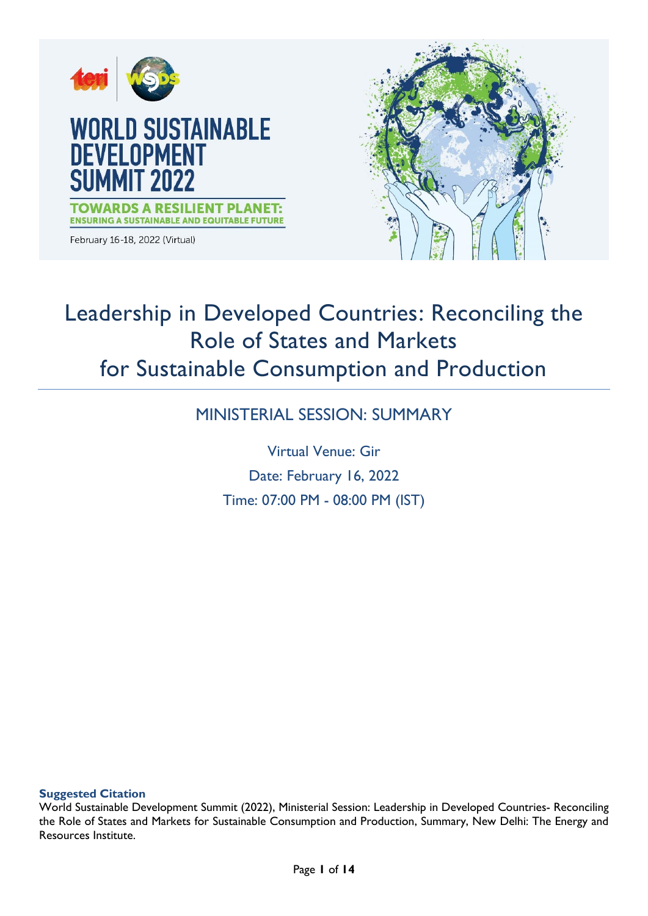# WORLD SUSTAINABLE DEVELOPMENT SUMMIT 2022

**TOWARDS A RESILIENT PLANET: ENSURING A SUSTAINABLE AND EQUITABLE FUTURE**

February 16-18, 2022 (Virtual)

# Leadership in Developed Countries: Reconciling the Role of States and Markets for Sustainable Consumption and Production

## MINISTERIAL SESSION: SUMMARY

Virtual Venue: Gir

Date: February 16, 2022

Time: 07:00 PM - 08:00 PM (IST)

**Suggested Citation**

World Sustainable Development Summit (2022), Ministerial Session: Leadership in Developed Countries- Reconciling the Role of States and Markets for Sustainable Consumption and Production, Summary, New Delhi: The Energy and Resources Institute.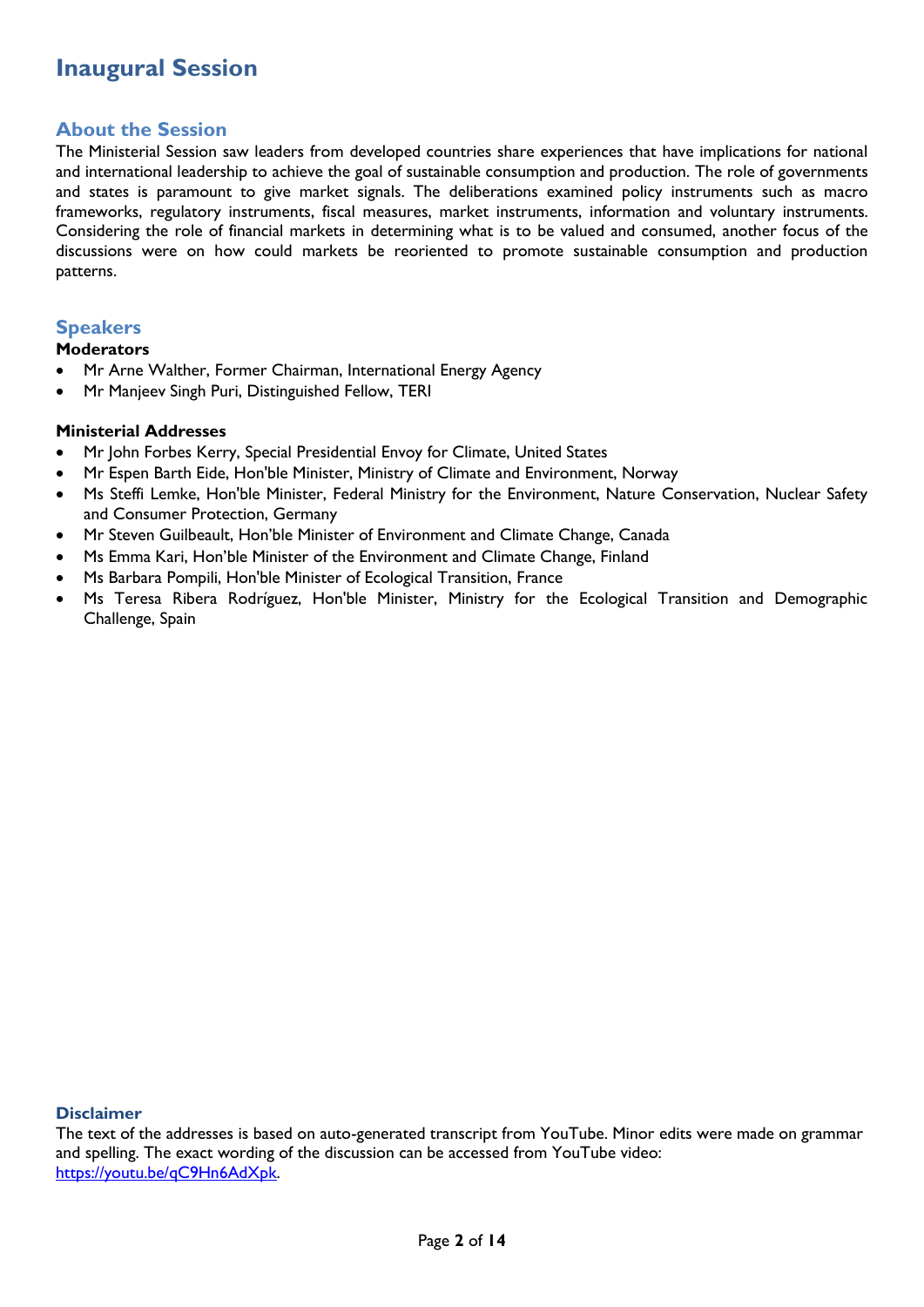# Inaugural Session

## About the Session

The Ministerial Session saw leaders from developed countries share experiences that have implications for national and international leadership to achieve the goal of sustainable consumption and production. The role of governments and states is paramount to give market signals. The deliberations examined policy instruments such as macro frameworks, regulatory instruments, fiscal measures, market instruments, information and voluntary instruments. Considering the role of financial markets in determining what is to be valued and consumed, another focus of the discussions were on how could markets be reoriented to promote sustainable consumption and production patterns.

## Speakers

**Moderators**

- Mr Arne Walther, Former Chairman, International Energy Agency
- Mr Manjeev Singh Puri, Distinguished Fellow, TERI

**Ministerial Addresses**

- Mr John Forbes Kerry, Special Presidential Envoy for Climate, United States
- Mr Espen Barth Eide, Hon'ble Minister, Ministry of Climate and Environment, Norway
- Ms Steffi Lemke, Hon'ble Minister, Federal Ministry for the Environment, Nature Conservation, Nuclear Safety and Consumer Protection, Germany
- Mr Steven Guilbeault, Hon'ble Minister of Environment and Climate Change, Canada
- Ms Emma Kari, Hon'ble Minister of the Environment and Climate Change, Finland
- Ms Barbara Pompili, Hon'ble Minister of Ecological Transition, France
- Ms Teresa Ribera Rodríguez, Hon'ble Minister, Ministry for the Ecological Transition and Demographic Challenge, Spain

## Disclaimer

The text of the addresses is based on auto-generated transcript from YouTube. Minor edits were made on grammar and spelling. The exact wording of the discussion can be accessed from YouTube video: [https://youtu.be/qC9Hn6AdXpk](https://youtu.be/qC9Hn6AdXpk).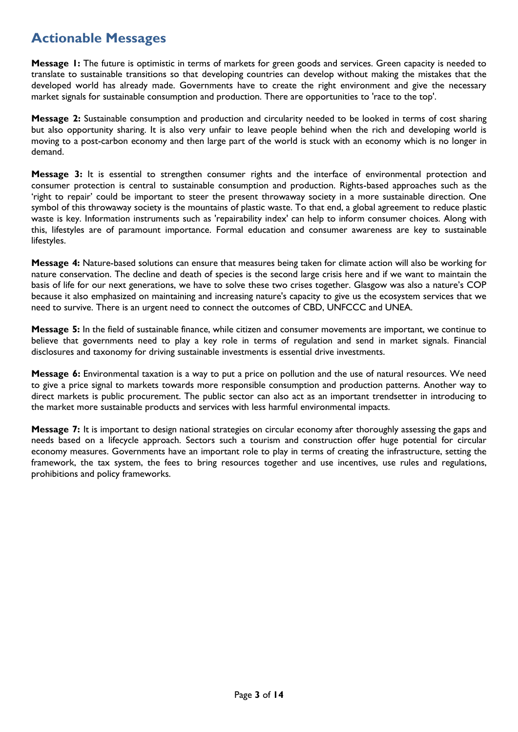## Actionable Messages

**Message 1:** The future is optimistic in terms of markets for green goods and services. Green capacity is needed to translate to sustainable transitions so that developing countries can develop without making the mistakes that the developed world has already made. Governments have to create the right environment and give the necessary market signals for sustainable consumption and production. There are opportunities to 'race to the top'.

**Message 2:** Sustainable consumption and production and circularity needed to be looked in terms of cost sharing but also opportunity sharing. It is also very unfair to leave people behind when the rich and developing world is moving to a post-carbon economy and then large part of the world is stuck with an economy which is no longer in demand.

**Message 3:** It is essential to strengthen consumer rights and the interface of environmental protection and consumer protection is central to sustainable consumption and production. Rights-based approaches such as the 'right to repair' could be important to steer the present throwaway society in a more sustainable direction. One symbol of this throwaway society is the mountains of plastic waste. To that end, a global agreement to reduce plastic waste is key. Information instruments such as 'repairability index' can help to inform consumer choices. Along with this, lifestyles are of paramount importance. Formal education and consumer awareness are key to sustainable lifestyles.

**Message 4:** Nature-based solutions can ensure that measures being taken for climate action will also be working for nature conservation. The decline and death of species is the second large crisis here and if we want to maintain the basis of life for our next generations, we have to solve these two crises together. Glasgow was also a nature's COP because it also emphasized on maintaining and increasing nature's capacity to give us the ecosystem services that we need to survive. There is an urgent need to connect the outcomes of CBD, UNFCCC and UNEA.

**Message 5:** In the field of sustainable finance, while citizen and consumer movements are important, we continue to believe that governments need to play a key role in terms of regulation and send in market signals. Financial disclosures and taxonomy for driving sustainable investments is essential drive investments.

**Message 6:** Environmental taxation is a way to put a price on pollution and the use of natural resources. We need to give a price signal to markets towards more responsible consumption and production patterns. Another way to direct markets is public procurement. The public sector can also act as an important trendsetter in introducing to the market more sustainable products and services with less harmful environmental impacts.

**Message 7:** It is important to design national strategies on circular economy after thoroughly assessing the gaps and needs based on a lifecycle approach. Sectors such a tourism and construction offer huge potential for circular economy measures. Governments have an important role to play in terms of creating the infrastructure, setting the framework, the tax system, the fees to bring resources together and use incentives, use rules and regulations, prohibitions and policy frameworks.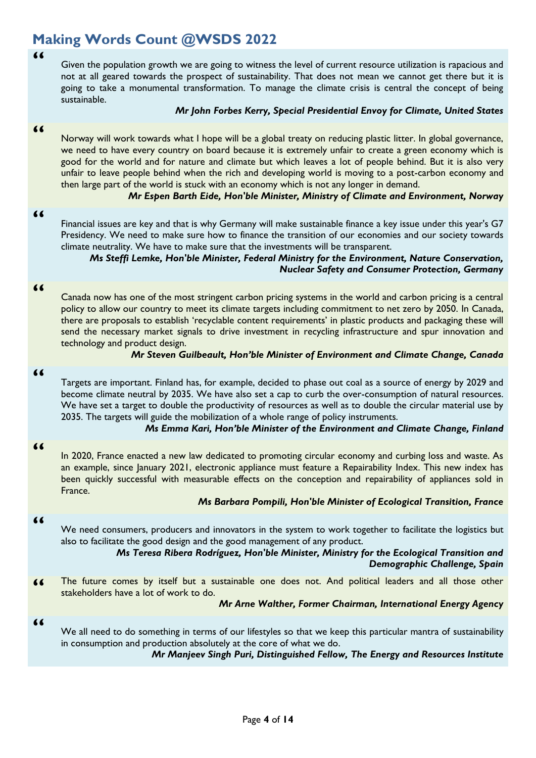## Making Words Count @WSDS 2022

"

Given the population growth we are going to witness the level of current resource utilization is rapacious and not at all geared towards the prospect of sustainability. That does not mean we cannot get there but it is going to take a monumental transformation. To manage the climate crisis is central the concept of being sustainable.

***Mr John Forbes Kerry, Special Presidential Envoy for Climate, United States***

"

Norway will work towards what I hope will be a global treaty on reducing plastic litter. In global governance, we need to have every country on board because it is extremely unfair to create a green economy which is good for the world and for nature and climate but which leaves a lot of people behind. But it is also very unfair to leave people behind when the rich and developing world is moving to a post-carbon economy and then large part of the world is stuck with an economy which is not any longer in demand.

***Mr Espen Barth Eide, Hon'ble Minister, Ministry of Climate and Environment, Norway***

"

Financial issues are key and that is why Germany will make sustainable finance a key issue under this year's G7 Presidency. We need to make sure how to finance the transition of our economies and our society towards climate neutrality. We have to make sure that the investments will be transparent.

***Ms Steffi Lemke, Hon'ble Minister, Federal Ministry for the Environment, Nature Conservation, Nuclear Safety and Consumer Protection, Germany***

"

Canada now has one of the most stringent carbon pricing systems in the world and carbon pricing is a central policy to allow our country to meet its climate targets including commitment to net zero by 2050. In Canada, there are proposals to establish 'recyclable content requirements' in plastic products and packaging these will send the necessary market signals to drive investment in recycling infrastructure and spur innovation and technology and product design.

***Mr Steven Guilbeault, Hon'ble Minister of Environment and Climate Change, Canada***

"

Targets are important. Finland has, for example, decided to phase out coal as a source of energy by 2029 and become climate neutral by 2035. We have also set a cap to curb the over-consumption of natural resources. We have set a target to double the productivity of resources as well as to double the circular material use by 2035. The targets will guide the mobilization of a whole range of policy instruments.

***Ms Emma Kari, Hon'ble Minister of the Environment and Climate Change, Finland***

"

In 2020, France enacted a new law dedicated to promoting circular economy and curbing loss and waste. As an example, since January 2021, electronic appliance must feature a Repairability Index. This new index has been quickly successful with measurable effects on the conception and repairability of appliances sold in France.

***Ms Barbara Pompili, Hon'ble Minister of Ecological Transition, France***

"

We need consumers, producers and innovators in the system to work together to facilitate the logistics but also to facilitate the good design and the good management of any product.

***Ms Teresa Ribera Rodríguez, Hon'ble Minister, Ministry for the Ecological Transition and Demographic Challenge, Spain***

" The future comes by itself but a sustainable one does not. And political leaders and all those other stakeholders have a lot of work to do.

***Mr Arne Walther, Former Chairman, International Energy Agency***

"

We all need to do something in terms of our lifestyles so that we keep this particular mantra of sustainability in consumption and production absolutely at the core of what we do.

***Mr Manjeev Singh Puri, Distinguished Fellow, The Energy and Resources Institute***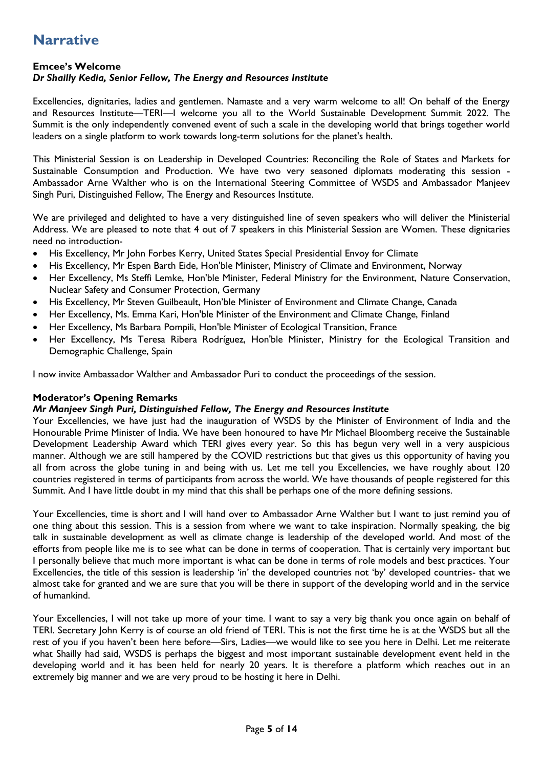# Narrative

**Emcee's Welcome**
***Dr Shailly Kedia, Senior Fellow, The Energy and Resources Institute***

Excellencies, dignitaries, ladies and gentlemen. Namaste and a very warm welcome to all! On behalf of the Energy and Resources Institute—TERI—I welcome you all to the World Sustainable Development Summit 2022. The Summit is the only independently convened event of such a scale in the developing world that brings together world leaders on a single platform to work towards long-term solutions for the planet's health.

This Ministerial Session is on Leadership in Developed Countries: Reconciling the Role of States and Markets for Sustainable Consumption and Production. We have two very seasoned diplomats moderating this session - Ambassador Arne Walther who is on the International Steering Committee of WSDS and Ambassador Manjeev Singh Puri, Distinguished Fellow, The Energy and Resources Institute.

We are privileged and delighted to have a very distinguished line of seven speakers who will deliver the Ministerial Address. We are pleased to note that 4 out of 7 speakers in this Ministerial Session are Women. These dignitaries need no introduction-

- His Excellency, Mr John Forbes Kerry, United States Special Presidential Envoy for Climate
- His Excellency, Mr Espen Barth Eide, Hon'ble Minister, Ministry of Climate and Environment, Norway
- Her Excellency, Ms Steffi Lemke, Hon'ble Minister, Federal Ministry for the Environment, Nature Conservation, Nuclear Safety and Consumer Protection, Germany
- His Excellency, Mr Steven Guilbeault, Hon'ble Minister of Environment and Climate Change, Canada
- Her Excellency, Ms. Emma Kari, Hon'ble Minister of the Environment and Climate Change, Finland
- Her Excellency, Ms Barbara Pompili, Hon'ble Minister of Ecological Transition, France
- Her Excellency, Ms Teresa Ribera Rodríguez, Hon'ble Minister, Ministry for the Ecological Transition and Demographic Challenge, Spain

I now invite Ambassador Walther and Ambassador Puri to conduct the proceedings of the session.

**Moderator's Opening Remarks**
***Mr Manjeev Singh Puri, Distinguished Fellow, The Energy and Resources Institute***

Your Excellencies, we have just had the inauguration of WSDS by the Minister of Environment of India and the Honourable Prime Minister of India. We have been honoured to have Mr Michael Bloomberg receive the Sustainable Development Leadership Award which TERI gives every year. So this has begun very well in a very auspicious manner. Although we are still hampered by the COVID restrictions but that gives us this opportunity of having you all from across the globe tuning in and being with us. Let me tell you Excellencies, we have roughly about 120 countries registered in terms of participants from across the world. We have thousands of people registered for this Summit. And I have little doubt in my mind that this shall be perhaps one of the more defining sessions.

Your Excellencies, time is short and I will hand over to Ambassador Arne Walther but I want to just remind you of one thing about this session. This is a session from where we want to take inspiration. Normally speaking, the big talk in sustainable development as well as climate change is leadership of the developed world. And most of the efforts from people like me is to see what can be done in terms of cooperation. That is certainly very important but I personally believe that much more important is what can be done in terms of role models and best practices. Your Excellencies, the title of this session is leadership 'in' the developed countries not 'by' developed countries- that we almost take for granted and we are sure that you will be there in support of the developing world and in the service of humankind.

Your Excellencies, I will not take up more of your time. I want to say a very big thank you once again on behalf of TERI. Secretary John Kerry is of course an old friend of TERI. This is not the first time he is at the WSDS but all the rest of you if you haven't been here before—Sirs, Ladies—we would like to see you here in Delhi. Let me reiterate what Shailly had said, WSDS is perhaps the biggest and most important sustainable development event held in the developing world and it has been held for nearly 20 years. It is therefore a platform which reaches out in an extremely big manner and we are very proud to be hosting it here in Delhi.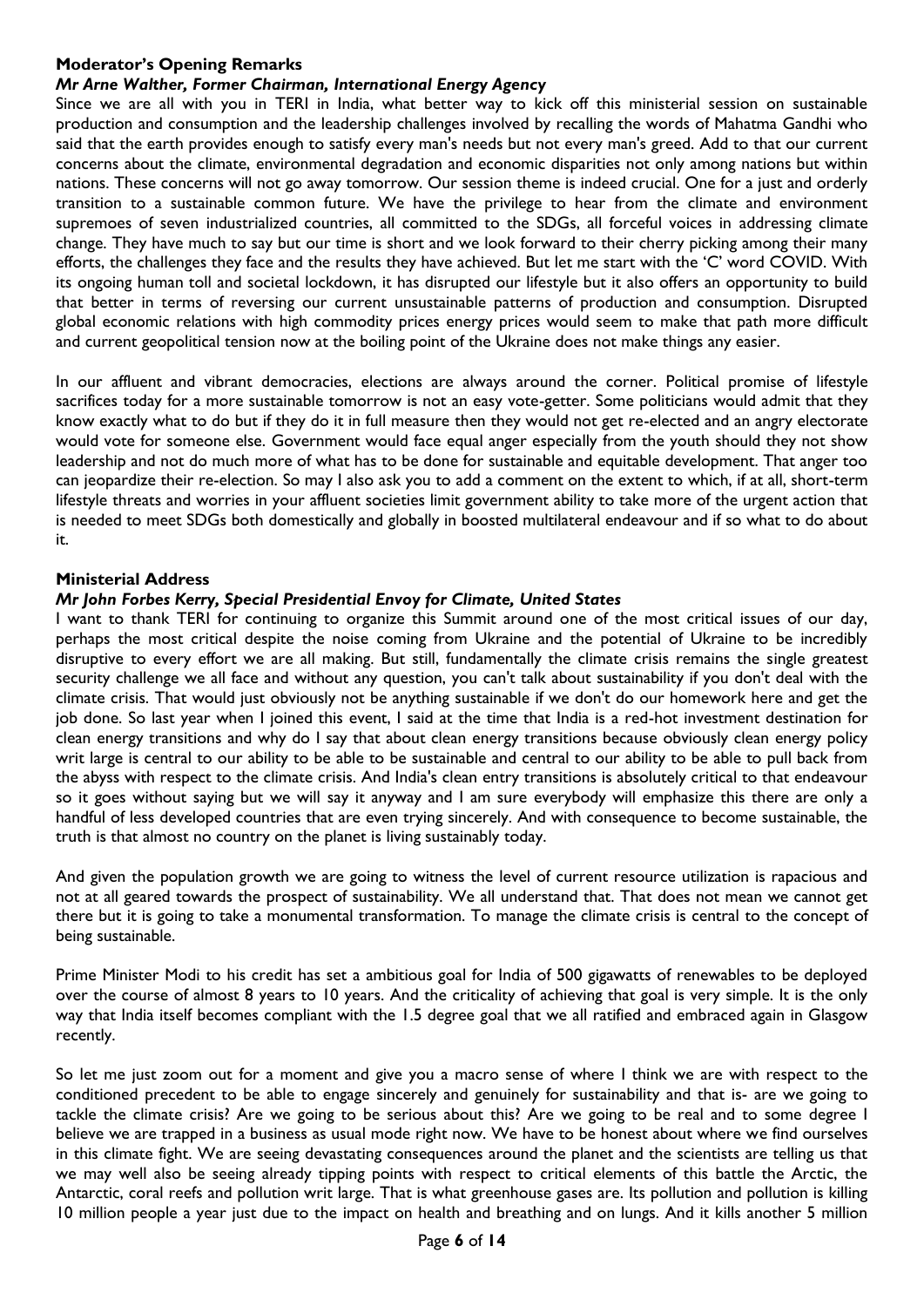**Moderator's Opening Remarks**

***Mr Arne Walther, Former Chairman, International Energy Agency***

Since we are all with you in TERI in India, what better way to kick off this ministerial session on sustainable production and consumption and the leadership challenges involved by recalling the words of Mahatma Gandhi who said that the earth provides enough to satisfy every man's needs but not every man's greed. Add to that our current concerns about the climate, environmental degradation and economic disparities not only among nations but within nations. These concerns will not go away tomorrow. Our session theme is indeed crucial. One for a just and orderly transition to a sustainable common future. We have the privilege to hear from the climate and environment supremoes of seven industrialized countries, all committed to the SDGs, all forceful voices in addressing climate change. They have much to say but our time is short and we look forward to their cherry picking among their many efforts, the challenges they face and the results they have achieved. But let me start with the 'C' word COVID. With its ongoing human toll and societal lockdown, it has disrupted our lifestyle but it also offers an opportunity to build that better in terms of reversing our current unsustainable patterns of production and consumption. Disrupted global economic relations with high commodity prices energy prices would seem to make that path more difficult and current geopolitical tension now at the boiling point of the Ukraine does not make things any easier.

In our affluent and vibrant democracies, elections are always around the corner. Political promise of lifestyle sacrifices today for a more sustainable tomorrow is not an easy vote-getter. Some politicians would admit that they know exactly what to do but if they do it in full measure then they would not get re-elected and an angry electorate would vote for someone else. Government would face equal anger especially from the youth should they not show leadership and not do much more of what has to be done for sustainable and equitable development. That anger too can jeopardize their re-election. So may I also ask you to add a comment on the extent to which, if at all, short-term lifestyle threats and worries in your affluent societies limit government ability to take more of the urgent action that is needed to meet SDGs both domestically and globally in boosted multilateral endeavour and if so what to do about it.

**Ministerial Address**

***Mr John Forbes Kerry, Special Presidential Envoy for Climate, United States***

I want to thank TERI for continuing to organize this Summit around one of the most critical issues of our day, perhaps the most critical despite the noise coming from Ukraine and the potential of Ukraine to be incredibly disruptive to every effort we are all making. But still, fundamentally the climate crisis remains the single greatest security challenge we all face and without any question, you can't talk about sustainability if you don't deal with the climate crisis. That would just obviously not be anything sustainable if we don't do our homework here and get the job done. So last year when I joined this event, I said at the time that India is a red-hot investment destination for clean energy transitions and why do I say that about clean energy transitions because obviously clean energy policy writ large is central to our ability to be able to be sustainable and central to our ability to be able to pull back from the abyss with respect to the climate crisis. And India's clean entry transitions is absolutely critical to that endeavour so it goes without saying but we will say it anyway and I am sure everybody will emphasize this there are only a handful of less developed countries that are even trying sincerely. And with consequence to become sustainable, the truth is that almost no country on the planet is living sustainably today.

And given the population growth we are going to witness the level of current resource utilization is rapacious and not at all geared towards the prospect of sustainability. We all understand that. That does not mean we cannot get there but it is going to take a monumental transformation. To manage the climate crisis is central to the concept of being sustainable.

Prime Minister Modi to his credit has set a ambitious goal for India of 500 gigawatts of renewables to be deployed over the course of almost 8 years to 10 years. And the criticality of achieving that goal is very simple. It is the only way that India itself becomes compliant with the 1.5 degree goal that we all ratified and embraced again in Glasgow recently.

So let me just zoom out for a moment and give you a macro sense of where I think we are with respect to the conditioned precedent to be able to engage sincerely and genuinely for sustainability and that is- are we going to tackle the climate crisis? Are we going to be serious about this? Are we going to be real and to some degree I believe we are trapped in a business as usual mode right now. We have to be honest about where we find ourselves in this climate fight. We are seeing devastating consequences around the planet and the scientists are telling us that we may well also be seeing already tipping points with respect to critical elements of this battle the Arctic, the Antarctic, coral reefs and pollution writ large. That is what greenhouse gases are. Its pollution and pollution is killing 10 million people a year just due to the impact on health and breathing and on lungs. And it kills another 5 million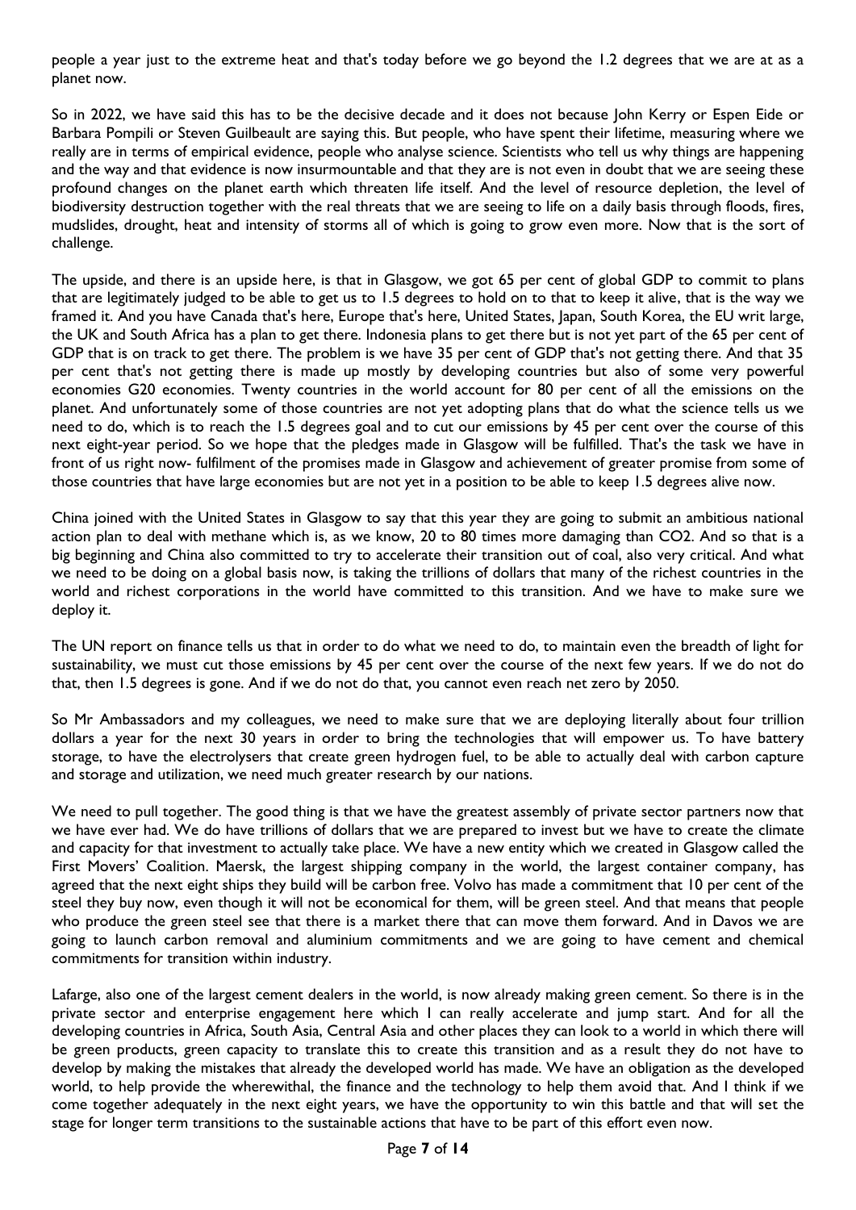people a year just to the extreme heat and that's today before we go beyond the 1.2 degrees that we are at as a planet now.

So in 2022, we have said this has to be the decisive decade and it does not because John Kerry or Espen Eide or Barbara Pompili or Steven Guilbeault are saying this. But people, who have spent their lifetime, measuring where we really are in terms of empirical evidence, people who analyse science. Scientists who tell us why things are happening and the way and that evidence is now insurmountable and that they are is not even in doubt that we are seeing these profound changes on the planet earth which threaten life itself. And the level of resource depletion, the level of biodiversity destruction together with the real threats that we are seeing to life on a daily basis through floods, fires, mudslides, drought, heat and intensity of storms all of which is going to grow even more. Now that is the sort of challenge.

The upside, and there is an upside here, is that in Glasgow, we got 65 per cent of global GDP to commit to plans that are legitimately judged to be able to get us to 1.5 degrees to hold on to that to keep it alive, that is the way we framed it. And you have Canada that's here, Europe that's here, United States, Japan, South Korea, the EU writ large, the UK and South Africa has a plan to get there. Indonesia plans to get there but is not yet part of the 65 per cent of GDP that is on track to get there. The problem is we have 35 per cent of GDP that's not getting there. And that 35 per cent that's not getting there is made up mostly by developing countries but also of some very powerful economies G20 economies. Twenty countries in the world account for 80 per cent of all the emissions on the planet. And unfortunately some of those countries are not yet adopting plans that do what the science tells us we need to do, which is to reach the 1.5 degrees goal and to cut our emissions by 45 per cent over the course of this next eight-year period. So we hope that the pledges made in Glasgow will be fulfilled. That's the task we have in front of us right now- fulfilment of the promises made in Glasgow and achievement of greater promise from some of those countries that have large economies but are not yet in a position to be able to keep 1.5 degrees alive now.

China joined with the United States in Glasgow to say that this year they are going to submit an ambitious national action plan to deal with methane which is, as we know, 20 to 80 times more damaging than $CO_2$. And so that is a big beginning and China also committed to try to accelerate their transition out of coal, also very critical. And what we need to be doing on a global basis now, is taking the trillions of dollars that many of the richest countries in the world and richest corporations in the world have committed to this transition. And we have to make sure we deploy it.

The UN report on finance tells us that in order to do what we need to do, to maintain even the breadth of light for sustainability, we must cut those emissions by 45 per cent over the course of the next few years. If we do not do that, then 1.5 degrees is gone. And if we do not do that, you cannot even reach net zero by 2050.

So Mr Ambassadors and my colleagues, we need to make sure that we are deploying literally about four trillion dollars a year for the next 30 years in order to bring the technologies that will empower us. To have battery storage, to have the electrolysers that create green hydrogen fuel, to be able to actually deal with carbon capture and storage and utilization, we need much greater research by our nations.

We need to pull together. The good thing is that we have the greatest assembly of private sector partners now that we have ever had. We do have trillions of dollars that we are prepared to invest but we have to create the climate and capacity for that investment to actually take place. We have a new entity which we created in Glasgow called the First Movers' Coalition. Maersk, the largest shipping company in the world, the largest container company, has agreed that the next eight ships they build will be carbon free. Volvo has made a commitment that 10 per cent of the steel they buy now, even though it will not be economical for them, will be green steel. And that means that people who produce the green steel see that there is a market there that can move them forward. And in Davos we are going to launch carbon removal and aluminium commitments and we are going to have cement and chemical commitments for transition within industry.

Lafarge, also one of the largest cement dealers in the world, is now already making green cement. So there is in the private sector and enterprise engagement here which I can really accelerate and jump start. And for all the developing countries in Africa, South Asia, Central Asia and other places they can look to a world in which there will be green products, green capacity to translate this to create this transition and as a result they do not have to develop by making the mistakes that already the developed world has made. We have an obligation as the developed world, to help provide the wherewithal, the finance and the technology to help them avoid that. And I think if we come together adequately in the next eight years, we have the opportunity to win this battle and that will set the stage for longer term transitions to the sustainable actions that have to be part of this effort even now.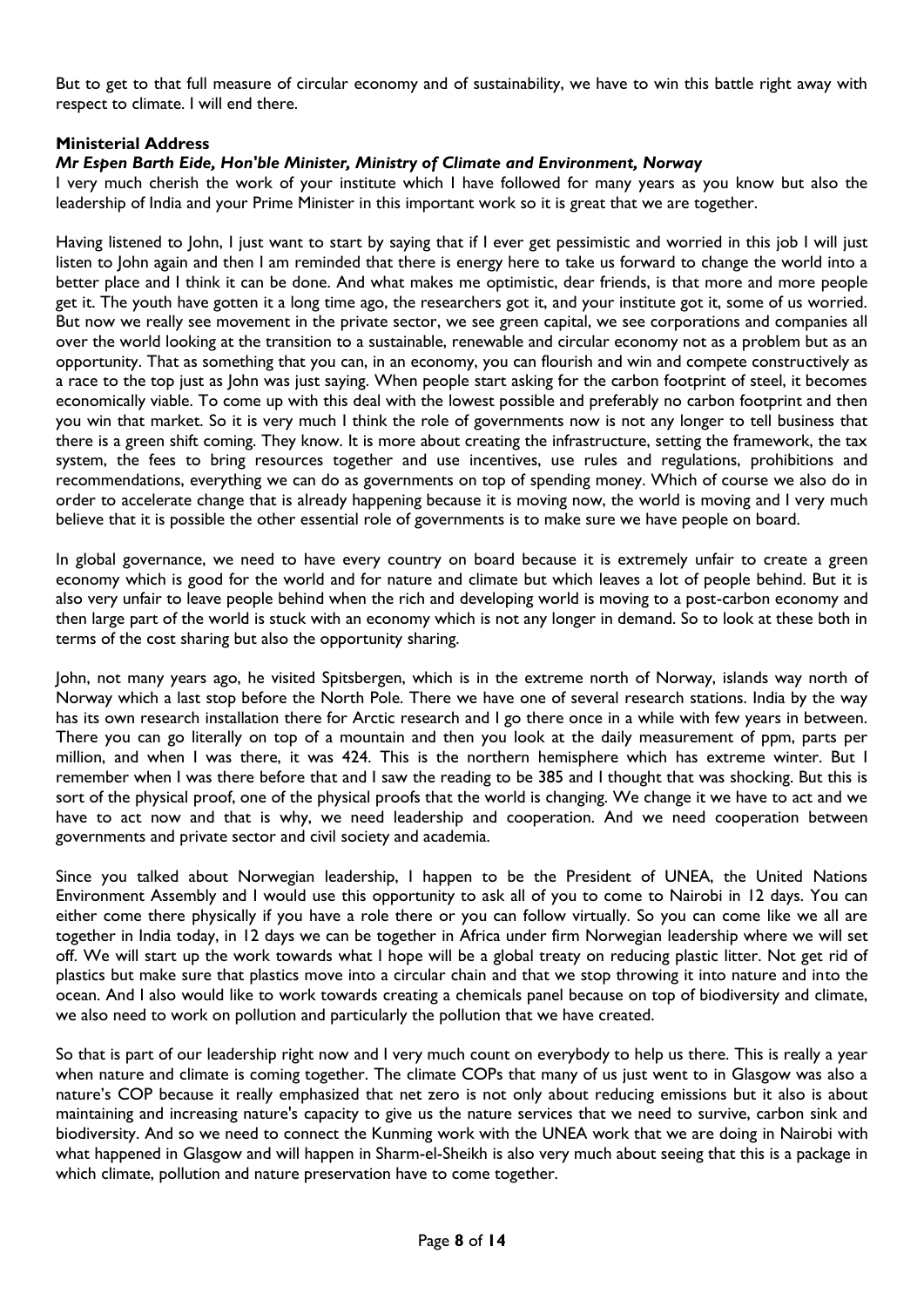But to get to that full measure of circular economy and of sustainability, we have to win this battle right away with respect to climate. I will end there.

**Ministerial Address**

***Mr Espen Barth Eide, Hon'ble Minister, Ministry of Climate and Environment, Norway***

I very much cherish the work of your institute which I have followed for many years as you know but also the leadership of India and your Prime Minister in this important work so it is great that we are together.

Having listened to John, I just want to start by saying that if I ever get pessimistic and worried in this job I will just listen to John again and then I am reminded that there is energy here to take us forward to change the world into a better place and I think it can be done. And what makes me optimistic, dear friends, is that more and more people get it. The youth have gotten it a long time ago, the researchers got it, and your institute got it, some of us worried. But now we really see movement in the private sector, we see green capital, we see corporations and companies all over the world looking at the transition to a sustainable, renewable and circular economy not as a problem but as an opportunity. That as something that you can, in an economy, you can flourish and win and compete constructively as a race to the top just as John was just saying. When people start asking for the carbon footprint of steel, it becomes economically viable. To come up with this deal with the lowest possible and preferably no carbon footprint and then you win that market. So it is very much I think the role of governments now is not any longer to tell business that there is a green shift coming. They know. It is more about creating the infrastructure, setting the framework, the tax system, the fees to bring resources together and use incentives, use rules and regulations, prohibitions and recommendations, everything we can do as governments on top of spending money. Which of course we also do in order to accelerate change that is already happening because it is moving now, the world is moving and I very much believe that it is possible the other essential role of governments is to make sure we have people on board.

In global governance, we need to have every country on board because it is extremely unfair to create a green economy which is good for the world and for nature and climate but which leaves a lot of people behind. But it is also very unfair to leave people behind when the rich and developing world is moving to a post-carbon economy and then large part of the world is stuck with an economy which is not any longer in demand. So to look at these both in terms of the cost sharing but also the opportunity sharing.

John, not many years ago, he visited Spitsbergen, which is in the extreme north of Norway, islands way north of Norway which a last stop before the North Pole. There we have one of several research stations. India by the way has its own research installation there for Arctic research and I go there once in a while with few years in between. There you can go literally on top of a mountain and then you look at the daily measurement of ppm, parts per million, and when I was there, it was 424. This is the northern hemisphere which has extreme winter. But I remember when I was there before that and I saw the reading to be 385 and I thought that was shocking. But this is sort of the physical proof, one of the physical proofs that the world is changing. We change it we have to act and we have to act now and that is why, we need leadership and cooperation. And we need cooperation between governments and private sector and civil society and academia.

Since you talked about Norwegian leadership, I happen to be the President of UNEA, the United Nations Environment Assembly and I would use this opportunity to ask all of you to come to Nairobi in 12 days. You can either come there physically if you have a role there or you can follow virtually. So you can come like we all are together in India today, in 12 days we can be together in Africa under firm Norwegian leadership where we will set off. We will start up the work towards what I hope will be a global treaty on reducing plastic litter. Not get rid of plastics but make sure that plastics move into a circular chain and that we stop throwing it into nature and into the ocean. And I also would like to work towards creating a chemicals panel because on top of biodiversity and climate, we also need to work on pollution and particularly the pollution that we have created.

So that is part of our leadership right now and I very much count on everybody to help us there. This is really a year when nature and climate is coming together. The climate COPs that many of us just went to in Glasgow was also a nature's COP because it really emphasized that net zero is not only about reducing emissions but it also is about maintaining and increasing nature's capacity to give us the nature services that we need to survive, carbon sink and biodiversity. And so we need to connect the Kunming work with the UNEA work that we are doing in Nairobi with what happened in Glasgow and will happen in Sharm-el-Sheikh is also very much about seeing that this is a package in which climate, pollution and nature preservation have to come together.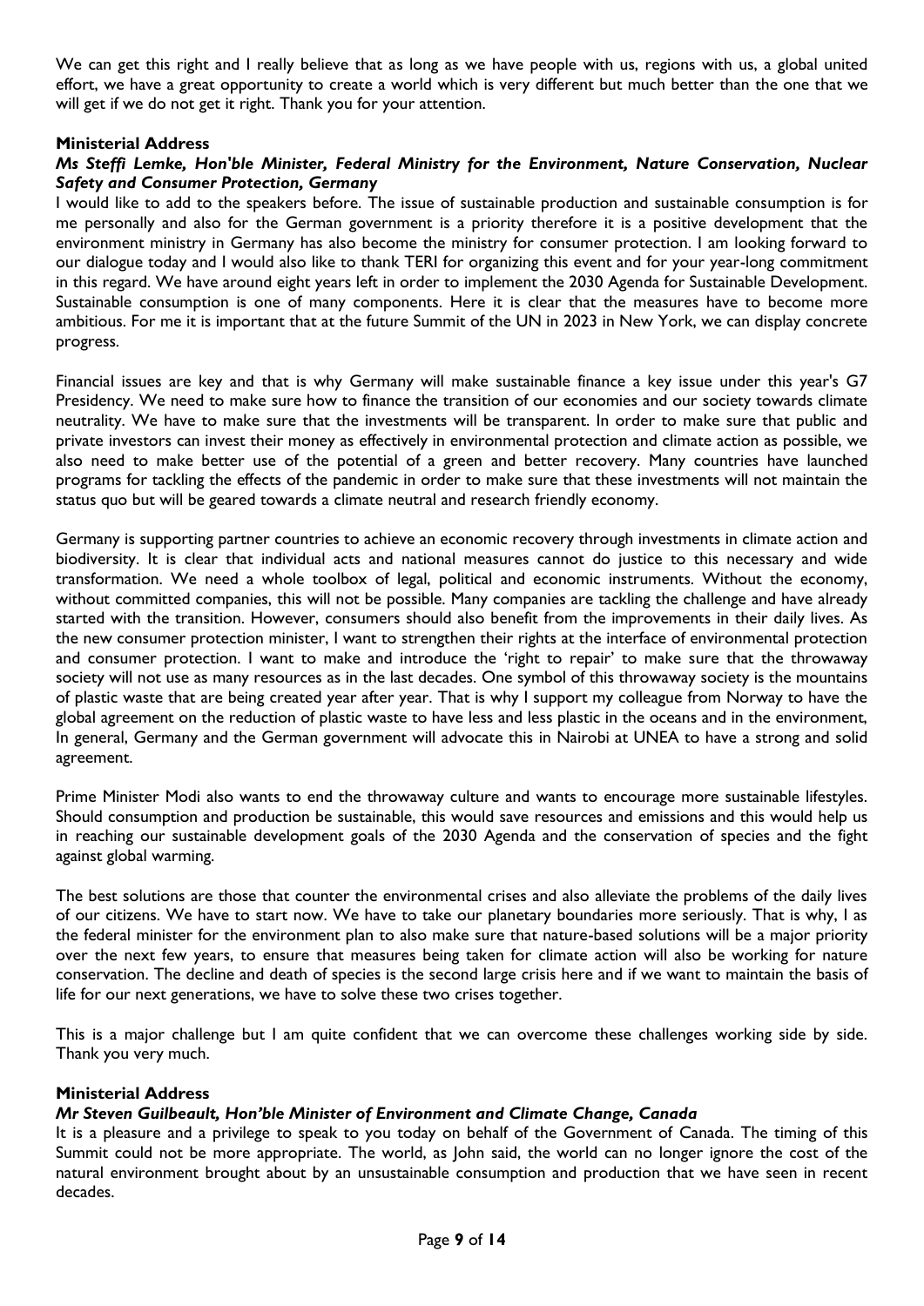We can get this right and I really believe that as long as we have people with us, regions with us, a global united effort, we have a great opportunity to create a world which is very different but much better than the one that we will get if we do not get it right. Thank you for your attention.

**Ministerial Address**

***Ms Steffi Lemke, Hon'ble Minister, Federal Ministry for the Environment, Nature Conservation, Nuclear Safety and Consumer Protection, Germany***

I would like to add to the speakers before. The issue of sustainable production and sustainable consumption is for me personally and also for the German government is a priority therefore it is a positive development that the environment ministry in Germany has also become the ministry for consumer protection. I am looking forward to our dialogue today and I would also like to thank TERI for organizing this event and for your year-long commitment in this regard. We have around eight years left in order to implement the 2030 Agenda for Sustainable Development. Sustainable consumption is one of many components. Here it is clear that the measures have to become more ambitious. For me it is important that at the future Summit of the UN in 2023 in New York, we can display concrete progress.

Financial issues are key and that is why Germany will make sustainable finance a key issue under this year's G7 Presidency. We need to make sure how to finance the transition of our economies and our society towards climate neutrality. We have to make sure that the investments will be transparent. In order to make sure that public and private investors can invest their money as effectively in environmental protection and climate action as possible, we also need to make better use of the potential of a green and better recovery. Many countries have launched programs for tackling the effects of the pandemic in order to make sure that these investments will not maintain the status quo but will be geared towards a climate neutral and research friendly economy.

Germany is supporting partner countries to achieve an economic recovery through investments in climate action and biodiversity. It is clear that individual acts and national measures cannot do justice to this necessary and wide transformation. We need a whole toolbox of legal, political and economic instruments. Without the economy, without committed companies, this will not be possible. Many companies are tackling the challenge and have already started with the transition. However, consumers should also benefit from the improvements in their daily lives. As the new consumer protection minister, I want to strengthen their rights at the interface of environmental protection and consumer protection. I want to make and introduce the 'right to repair' to make sure that the throwaway society will not use as many resources as in the last decades. One symbol of this throwaway society is the mountains of plastic waste that are being created year after year. That is why I support my colleague from Norway to have the global agreement on the reduction of plastic waste to have less and less plastic in the oceans and in the environment, In general, Germany and the German government will advocate this in Nairobi at UNEA to have a strong and solid agreement.

Prime Minister Modi also wants to end the throwaway culture and wants to encourage more sustainable lifestyles. Should consumption and production be sustainable, this would save resources and emissions and this would help us in reaching our sustainable development goals of the 2030 Agenda and the conservation of species and the fight against global warming.

The best solutions are those that counter the environmental crises and also alleviate the problems of the daily lives of our citizens. We have to start now. We have to take our planetary boundaries more seriously. That is why, I as the federal minister for the environment plan to also make sure that nature-based solutions will be a major priority over the next few years, to ensure that measures being taken for climate action will also be working for nature conservation. The decline and death of species is the second large crisis here and if we want to maintain the basis of life for our next generations, we have to solve these two crises together.

This is a major challenge but I am quite confident that we can overcome these challenges working side by side. Thank you very much.

**Ministerial Address**

***Mr Steven Guilbeault, Hon'ble Minister of Environment and Climate Change, Canada***

It is a pleasure and a privilege to speak to you today on behalf of the Government of Canada. The timing of this Summit could not be more appropriate. The world, as John said, the world can no longer ignore the cost of the natural environment brought about by an unsustainable consumption and production that we have seen in recent decades.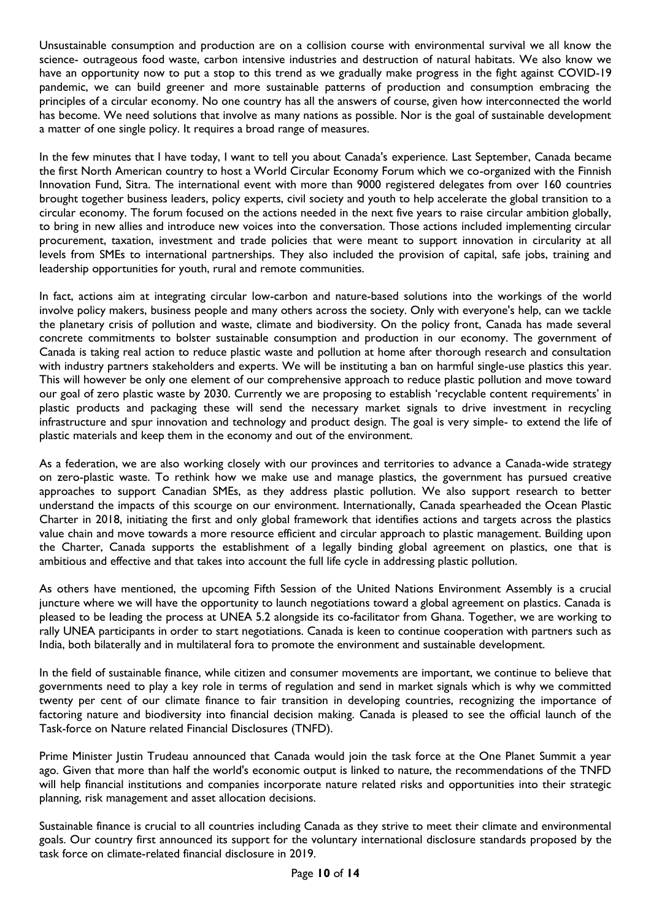Unsustainable consumption and production are on a collision course with environmental survival we all know the science- outrageous food waste, carbon intensive industries and destruction of natural habitats. We also know we have an opportunity now to put a stop to this trend as we gradually make progress in the fight against COVID-19 pandemic, we can build greener and more sustainable patterns of production and consumption embracing the principles of a circular economy. No one country has all the answers of course, given how interconnected the world has become. We need solutions that involve as many nations as possible. Nor is the goal of sustainable development a matter of one single policy. It requires a broad range of measures.

In the few minutes that I have today, I want to tell you about Canada's experience. Last September, Canada became the first North American country to host a World Circular Economy Forum which we co-organized with the Finnish Innovation Fund, Sitra. The international event with more than 9000 registered delegates from over 160 countries brought together business leaders, policy experts, civil society and youth to help accelerate the global transition to a circular economy. The forum focused on the actions needed in the next five years to raise circular ambition globally, to bring in new allies and introduce new voices into the conversation. Those actions included implementing circular procurement, taxation, investment and trade policies that were meant to support innovation in circularity at all levels from SMEs to international partnerships. They also included the provision of capital, safe jobs, training and leadership opportunities for youth, rural and remote communities.

In fact, actions aim at integrating circular low-carbon and nature-based solutions into the workings of the world involve policy makers, business people and many others across the society. Only with everyone's help, can we tackle the planetary crisis of pollution and waste, climate and biodiversity. On the policy front, Canada has made several concrete commitments to bolster sustainable consumption and production in our economy. The government of Canada is taking real action to reduce plastic waste and pollution at home after thorough research and consultation with industry partners stakeholders and experts. We will be instituting a ban on harmful single-use plastics this year. This will however be only one element of our comprehensive approach to reduce plastic pollution and move toward our goal of zero plastic waste by 2030. Currently we are proposing to establish 'recyclable content requirements' in plastic products and packaging these will send the necessary market signals to drive investment in recycling infrastructure and spur innovation and technology and product design. The goal is very simple- to extend the life of plastic materials and keep them in the economy and out of the environment.

As a federation, we are also working closely with our provinces and territories to advance a Canada-wide strategy on zero-plastic waste. To rethink how we make use and manage plastics, the government has pursued creative approaches to support Canadian SMEs, as they address plastic pollution. We also support research to better understand the impacts of this scourge on our environment. Internationally, Canada spearheaded the Ocean Plastic Charter in 2018, initiating the first and only global framework that identifies actions and targets across the plastics value chain and move towards a more resource efficient and circular approach to plastic management. Building upon the Charter, Canada supports the establishment of a legally binding global agreement on plastics, one that is ambitious and effective and that takes into account the full life cycle in addressing plastic pollution.

As others have mentioned, the upcoming Fifth Session of the United Nations Environment Assembly is a crucial juncture where we will have the opportunity to launch negotiations toward a global agreement on plastics. Canada is pleased to be leading the process at UNEA 5.2 alongside its co-facilitator from Ghana. Together, we are working to rally UNEA participants in order to start negotiations. Canada is keen to continue cooperation with partners such as India, both bilaterally and in multilateral fora to promote the environment and sustainable development.

In the field of sustainable finance, while citizen and consumer movements are important, we continue to believe that governments need to play a key role in terms of regulation and send in market signals which is why we committed twenty per cent of our climate finance to fair transition in developing countries, recognizing the importance of factoring nature and biodiversity into financial decision making. Canada is pleased to see the official launch of the Task-force on Nature related Financial Disclosures (TNFD).

Prime Minister Justin Trudeau announced that Canada would join the task force at the One Planet Summit a year ago. Given that more than half the world's economic output is linked to nature, the recommendations of the TNFD will help financial institutions and companies incorporate nature related risks and opportunities into their strategic planning, risk management and asset allocation decisions.

Sustainable finance is crucial to all countries including Canada as they strive to meet their climate and environmental goals. Our country first announced its support for the voluntary international disclosure standards proposed by the task force on climate-related financial disclosure in 2019.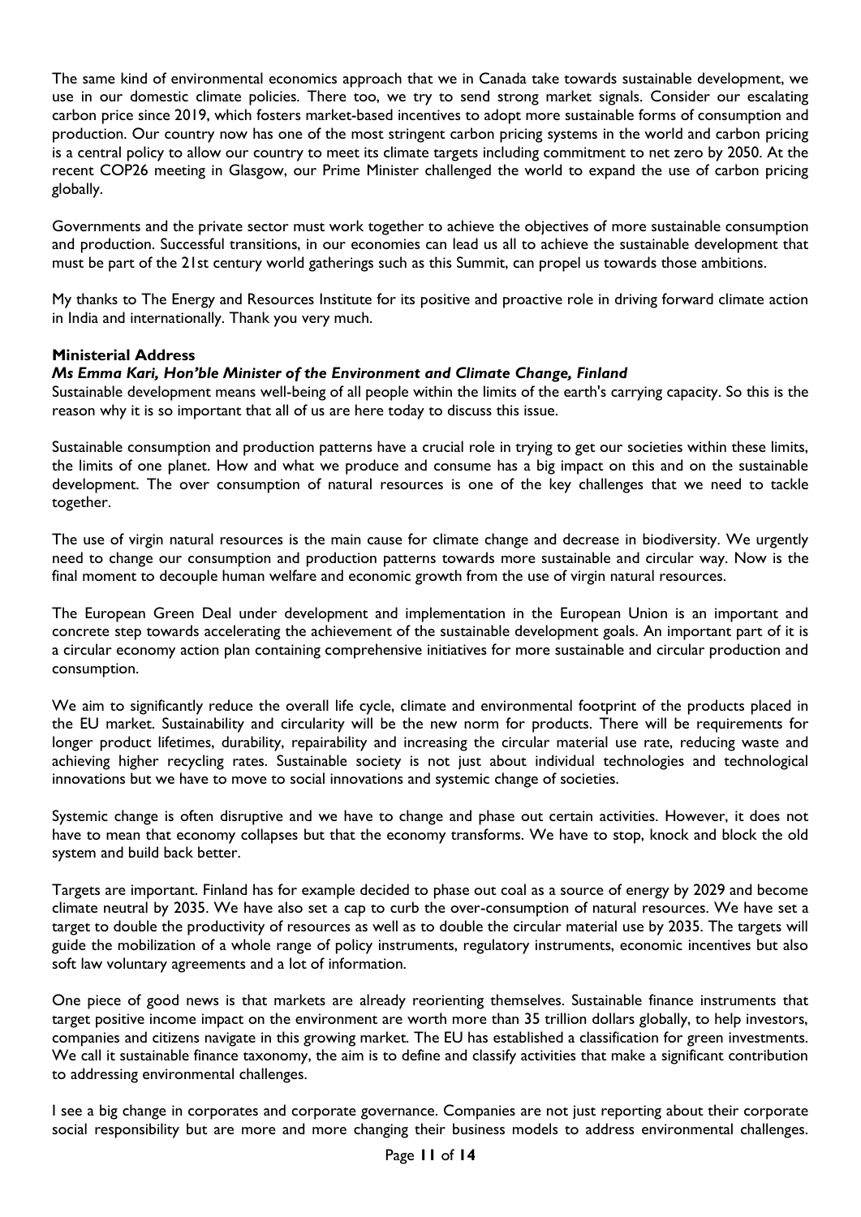The same kind of environmental economics approach that we in Canada take towards sustainable development, we use in our domestic climate policies. There too, we try to send strong market signals. Consider our escalating carbon price since 2019, which fosters market-based incentives to adopt more sustainable forms of consumption and production. Our country now has one of the most stringent carbon pricing systems in the world and carbon pricing is a central policy to allow our country to meet its climate targets including commitment to net zero by 2050. At the recent COP26 meeting in Glasgow, our Prime Minister challenged the world to expand the use of carbon pricing globally.

Governments and the private sector must work together to achieve the objectives of more sustainable consumption and production. Successful transitions, in our economies can lead us all to achieve the sustainable development that must be part of the 21st century world gatherings such as this Summit, can propel us towards those ambitions.

My thanks to The Energy and Resources Institute for its positive and proactive role in driving forward climate action in India and internationally. Thank you very much.

**Ministerial Address**

***Ms Emma Kari, Hon'ble Minister of the Environment and Climate Change, Finland***

Sustainable development means well-being of all people within the limits of the earth's carrying capacity. So this is the reason why it is so important that all of us are here today to discuss this issue.

Sustainable consumption and production patterns have a crucial role in trying to get our societies within these limits, the limits of one planet. How and what we produce and consume has a big impact on this and on the sustainable development. The over consumption of natural resources is one of the key challenges that we need to tackle together.

The use of virgin natural resources is the main cause for climate change and decrease in biodiversity. We urgently need to change our consumption and production patterns towards more sustainable and circular way. Now is the final moment to decouple human welfare and economic growth from the use of virgin natural resources.

The European Green Deal under development and implementation in the European Union is an important and concrete step towards accelerating the achievement of the sustainable development goals. An important part of it is a circular economy action plan containing comprehensive initiatives for more sustainable and circular production and consumption.

We aim to significantly reduce the overall life cycle, climate and environmental footprint of the products placed in the EU market. Sustainability and circularity will be the new norm for products. There will be requirements for longer product lifetimes, durability, repairability and increasing the circular material use rate, reducing waste and achieving higher recycling rates. Sustainable society is not just about individual technologies and technological innovations but we have to move to social innovations and systemic change of societies.

Systemic change is often disruptive and we have to change and phase out certain activities. However, it does not have to mean that economy collapses but that the economy transforms. We have to stop, knock and block the old system and build back better.

Targets are important. Finland has for example decided to phase out coal as a source of energy by 2029 and become climate neutral by 2035. We have also set a cap to curb the over-consumption of natural resources. We have set a target to double the productivity of resources as well as to double the circular material use by 2035. The targets will guide the mobilization of a whole range of policy instruments, regulatory instruments, economic incentives but also soft law voluntary agreements and a lot of information.

One piece of good news is that markets are already reorienting themselves. Sustainable finance instruments that target positive income impact on the environment are worth more than 35 trillion dollars globally, to help investors, companies and citizens navigate in this growing market. The EU has established a classification for green investments. We call it sustainable finance taxonomy, the aim is to define and classify activities that make a significant contribution to addressing environmental challenges.

I see a big change in corporates and corporate governance. Companies are not just reporting about their corporate social responsibility but are more and more changing their business models to address environmental challenges.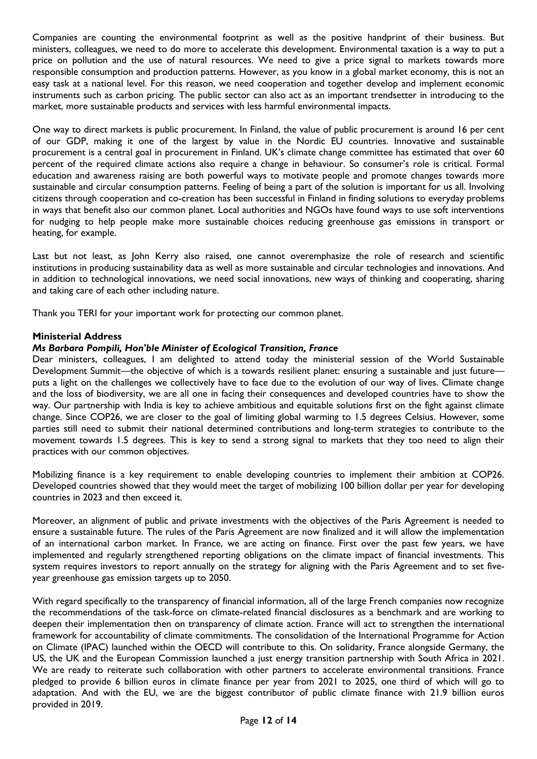Companies are counting the environmental footprint as well as the positive handprint of their business. But ministers, colleagues, we need to do more to accelerate this development. Environmental taxation is a way to put a price on pollution and the use of natural resources. We need to give a price signal to markets towards more responsible consumption and production patterns. However, as you know in a global market economy, this is not an easy task at a national level. For this reason, we need cooperation and together develop and implement economic instruments such as carbon pricing. The public sector can also act as an important trendsetter in introducing to the market, more sustainable products and services with less harmful environmental impacts.

One way to direct markets is public procurement. In Finland, the value of public procurement is around 16 per cent of our GDP, making it one of the largest by value in the Nordic EU countries. Innovative and sustainable procurement is a central goal in procurement in Finland. UK's climate change committee has estimated that over 60 percent of the required climate actions also require a change in behaviour. So consumer's role is critical. Formal education and awareness raising are both powerful ways to motivate people and promote changes towards more sustainable and circular consumption patterns. Feeling of being a part of the solution is important for us all. Involving citizens through cooperation and co-creation has been successful in Finland in finding solutions to everyday problems in ways that benefit also our common planet. Local authorities and NGOs have found ways to use soft interventions for nudging to help people make more sustainable choices reducing greenhouse gas emissions in transport or heating, for example.

Last but not least, as John Kerry also raised, one cannot overemphasize the role of research and scientific institutions in producing sustainability data as well as more sustainable and circular technologies and innovations. And in addition to technological innovations, we need social innovations, new ways of thinking and cooperating, sharing and taking care of each other including nature.

Thank you TERI for your important work for protecting our common planet.

**Ministerial Address**

***Ms Barbara Pompili, Hon'ble Minister of Ecological Transition, France***

Dear ministers, colleagues, I am delighted to attend today the ministerial session of the World Sustainable Development Summit—the objective of which is a towards resilient planet: ensuring a sustainable and just future—puts a light on the challenges we collectively have to face due to the evolution of our way of lives. Climate change and the loss of biodiversity, we are all one in facing their consequences and developed countries have to show the way. Our partnership with India is key to achieve ambitious and equitable solutions first on the fight against climate change. Since COP26, we are closer to the goal of limiting global warming to 1.5 degrees Celsius. However, some parties still need to submit their national determined contributions and long-term strategies to contribute to the movement towards 1.5 degrees. This is key to send a strong signal to markets that they too need to align their practices with our common objectives.

Mobilizing finance is a key requirement to enable developing countries to implement their ambition at COP26. Developed countries showed that they would meet the target of mobilizing 100 billion dollar per year for developing countries in 2023 and then exceed it.

Moreover, an alignment of public and private investments with the objectives of the Paris Agreement is needed to ensure a sustainable future. The rules of the Paris Agreement are now finalized and it will allow the implementation of an international carbon market. In France, we are acting on finance. First over the past few years, we have implemented and regularly strengthened reporting obligations on the climate impact of financial investments. This system requires investors to report annually on the strategy for aligning with the Paris Agreement and to set five-year greenhouse gas emission targets up to 2050.

With regard specifically to the transparency of financial information, all of the large French companies now recognize the recommendations of the task-force on climate-related financial disclosures as a benchmark and are working to deepen their implementation then on transparency of climate action. France will act to strengthen the international framework for accountability of climate commitments. The consolidation of the International Programme for Action on Climate (IPAC) launched within the OECD will contribute to this. On solidarity, France alongside Germany, the US, the UK and the European Commission launched a just energy transition partnership with South Africa in 2021. We are ready to reiterate such collaboration with other partners to accelerate environmental transitions. France pledged to provide 6 billion euros in climate finance per year from 2021 to 2025, one third of which will go to adaptation. And with the EU, we are the biggest contributor of public climate finance with 21.9 billion euros provided in 2019.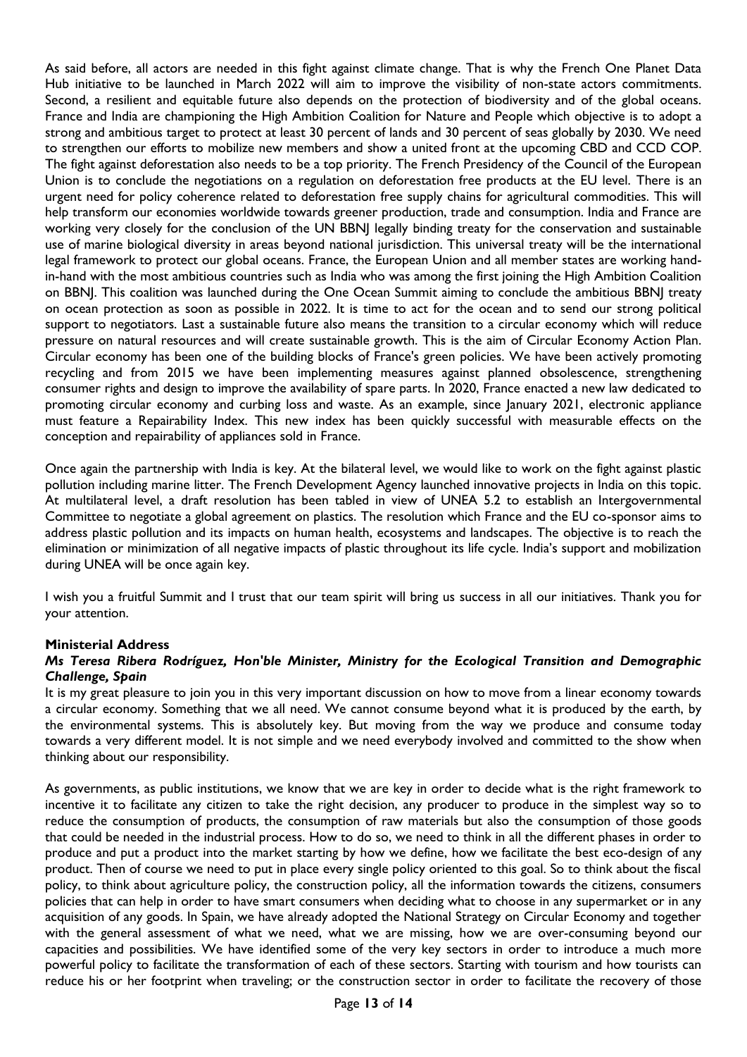As said before, all actors are needed in this fight against climate change. That is why the French One Planet Data Hub initiative to be launched in March 2022 will aim to improve the visibility of non-state actors commitments. Second, a resilient and equitable future also depends on the protection of biodiversity and of the global oceans. France and India are championing the High Ambition Coalition for Nature and People which objective is to adopt a strong and ambitious target to protect at least 30 percent of lands and 30 percent of seas globally by 2030. We need to strengthen our efforts to mobilize new members and show a united front at the upcoming CBD and CCD COP. The fight against deforestation also needs to be a top priority. The French Presidency of the Council of the European Union is to conclude the negotiations on a regulation on deforestation free products at the EU level. There is an urgent need for policy coherence related to deforestation free supply chains for agricultural commodities. This will help transform our economies worldwide towards greener production, trade and consumption. India and France are working very closely for the conclusion of the UN BBNJ legally binding treaty for the conservation and sustainable use of marine biological diversity in areas beyond national jurisdiction. This universal treaty will be the international legal framework to protect our global oceans. France, the European Union and all member states are working hand-in-hand with the most ambitious countries such as India who was among the first joining the High Ambition Coalition on BBNJ. This coalition was launched during the One Ocean Summit aiming to conclude the ambitious BBNJ treaty on ocean protection as soon as possible in 2022. It is time to act for the ocean and to send our strong political support to negotiators. Last a sustainable future also means the transition to a circular economy which will reduce pressure on natural resources and will create sustainable growth. This is the aim of Circular Economy Action Plan. Circular economy has been one of the building blocks of France's green policies. We have been actively promoting recycling and from 2015 we have been implementing measures against planned obsolescence, strengthening consumer rights and design to improve the availability of spare parts. In 2020, France enacted a new law dedicated to promoting circular economy and curbing loss and waste. As an example, since January 2021, electronic appliance must feature a Repairability Index. This new index has been quickly successful with measurable effects on the conception and repairability of appliances sold in France.

Once again the partnership with India is key. At the bilateral level, we would like to work on the fight against plastic pollution including marine litter. The French Development Agency launched innovative projects in India on this topic. At multilateral level, a draft resolution has been tabled in view of UNEA 5.2 to establish an Intergovernmental Committee to negotiate a global agreement on plastics. The resolution which France and the EU co-sponsor aims to address plastic pollution and its impacts on human health, ecosystems and landscapes. The objective is to reach the elimination or minimization of all negative impacts of plastic throughout its life cycle. India's support and mobilization during UNEA will be once again key.

I wish you a fruitful Summit and I trust that our team spirit will bring us success in all our initiatives. Thank you for your attention.

**Ministerial Address**

***Ms Teresa Ribera Rodríguez, Hon'ble Minister, Ministry for the Ecological Transition and Demographic Challenge, Spain***

It is my great pleasure to join you in this very important discussion on how to move from a linear economy towards a circular economy. Something that we all need. We cannot consume beyond what it is produced by the earth, by the environmental systems. This is absolutely key. But moving from the way we produce and consume today towards a very different model. It is not simple and we need everybody involved and committed to the show when thinking about our responsibility.

As governments, as public institutions, we know that we are key in order to decide what is the right framework to incentive it to facilitate any citizen to take the right decision, any producer to produce in the simplest way so to reduce the consumption of products, the consumption of raw materials but also the consumption of those goods that could be needed in the industrial process. How to do so, we need to think in all the different phases in order to produce and put a product into the market starting by how we define, how we facilitate the best eco-design of any product. Then of course we need to put in place every single policy oriented to this goal. So to think about the fiscal policy, to think about agriculture policy, the construction policy, all the information towards the citizens, consumers policies that can help in order to have smart consumers when deciding what to choose in any supermarket or in any acquisition of any goods. In Spain, we have already adopted the National Strategy on Circular Economy and together with the general assessment of what we need, what we are missing, how we are over-consuming beyond our capacities and possibilities. We have identified some of the very key sectors in order to introduce a much more powerful policy to facilitate the transformation of each of these sectors. Starting with tourism and how tourists can reduce his or her footprint when traveling; or the construction sector in order to facilitate the recovery of those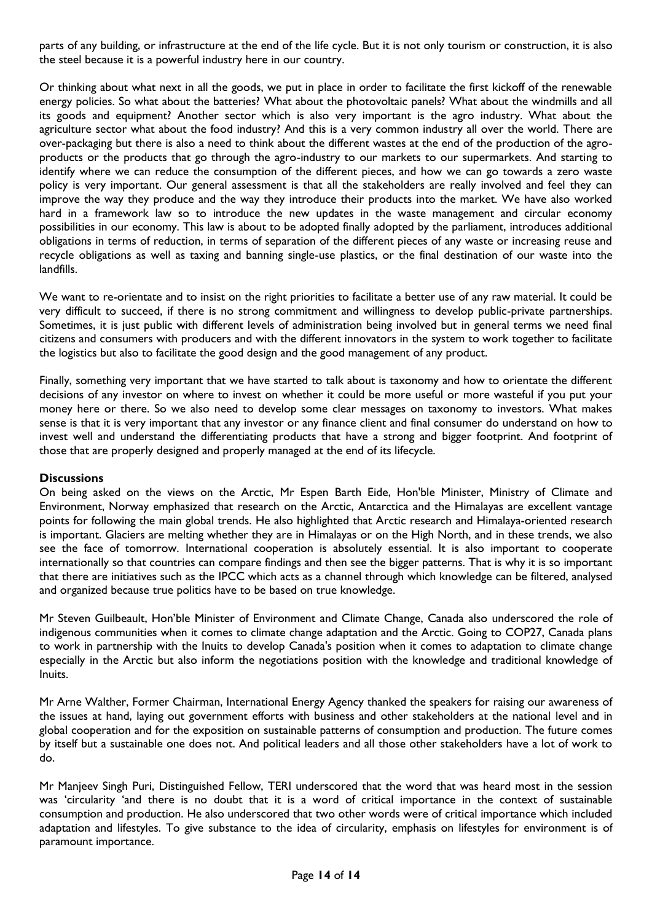parts of any building, or infrastructure at the end of the life cycle. But it is not only tourism or construction, it is also the steel because it is a powerful industry here in our country.

Or thinking about what next in all the goods, we put in place in order to facilitate the first kickoff of the renewable energy policies. So what about the batteries? What about the photovoltaic panels? What about the windmills and all its goods and equipment? Another sector which is also very important is the agro industry. What about the agriculture sector what about the food industry? And this is a very common industry all over the world. There are over-packaging but there is also a need to think about the different wastes at the end of the production of the agro-products or the products that go through the agro-industry to our markets to our supermarkets. And starting to identify where we can reduce the consumption of the different pieces, and how we can go towards a zero waste policy is very important. Our general assessment is that all the stakeholders are really involved and feel they can improve the way they produce and the way they introduce their products into the market. We have also worked hard in a framework law so to introduce the new updates in the waste management and circular economy possibilities in our economy. This law is about to be adopted finally adopted by the parliament, introduces additional obligations in terms of reduction, in terms of separation of the different pieces of any waste or increasing reuse and recycle obligations as well as taxing and banning single-use plastics, or the final destination of our waste into the landfills.

We want to re-orientate and to insist on the right priorities to facilitate a better use of any raw material. It could be very difficult to succeed, if there is no strong commitment and willingness to develop public-private partnerships. Sometimes, it is just public with different levels of administration being involved but in general terms we need final citizens and consumers with producers and with the different innovators in the system to work together to facilitate the logistics but also to facilitate the good design and the good management of any product.

Finally, something very important that we have started to talk about is taxonomy and how to orientate the different decisions of any investor on where to invest on whether it could be more useful or more wasteful if you put your money here or there. So we also need to develop some clear messages on taxonomy to investors. What makes sense is that it is very important that any investor or any finance client and final consumer do understand on how to invest well and understand the differentiating products that have a strong and bigger footprint. And footprint of those that are properly designed and properly managed at the end of its lifecycle.

**Discussions**

On being asked on the views on the Arctic, Mr Espen Barth Eide, Hon'ble Minister, Ministry of Climate and Environment, Norway emphasized that research on the Arctic, Antarctica and the Himalayas are excellent vantage points for following the main global trends. He also highlighted that Arctic research and Himalaya-oriented research is important. Glaciers are melting whether they are in Himalayas or on the High North, and in these trends, we also see the face of tomorrow. International cooperation is absolutely essential. It is also important to cooperate internationally so that countries can compare findings and then see the bigger patterns. That is why it is so important that there are initiatives such as the IPCC which acts as a channel through which knowledge can be filtered, analysed and organized because true politics have to be based on true knowledge.

Mr Steven Guilbeault, Hon'ble Minister of Environment and Climate Change, Canada also underscored the role of indigenous communities when it comes to climate change adaptation and the Arctic. Going to COP27, Canada plans to work in partnership with the Inuits to develop Canada's position when it comes to adaptation to climate change especially in the Arctic but also inform the negotiations position with the knowledge and traditional knowledge of Inuits.

Mr Arne Walther, Former Chairman, International Energy Agency thanked the speakers for raising our awareness of the issues at hand, laying out government efforts with business and other stakeholders at the national level and in global cooperation and for the exposition on sustainable patterns of consumption and production. The future comes by itself but a sustainable one does not. And political leaders and all those other stakeholders have a lot of work to do.

Mr Manjeev Singh Puri, Distinguished Fellow, TERI underscored that the word that was heard most in the session was 'circularity 'and there is no doubt that it is a word of critical importance in the context of sustainable consumption and production. He also underscored that two other words were of critical importance which included adaptation and lifestyles. To give substance to the idea of circularity, emphasis on lifestyles for environment is of paramount importance.